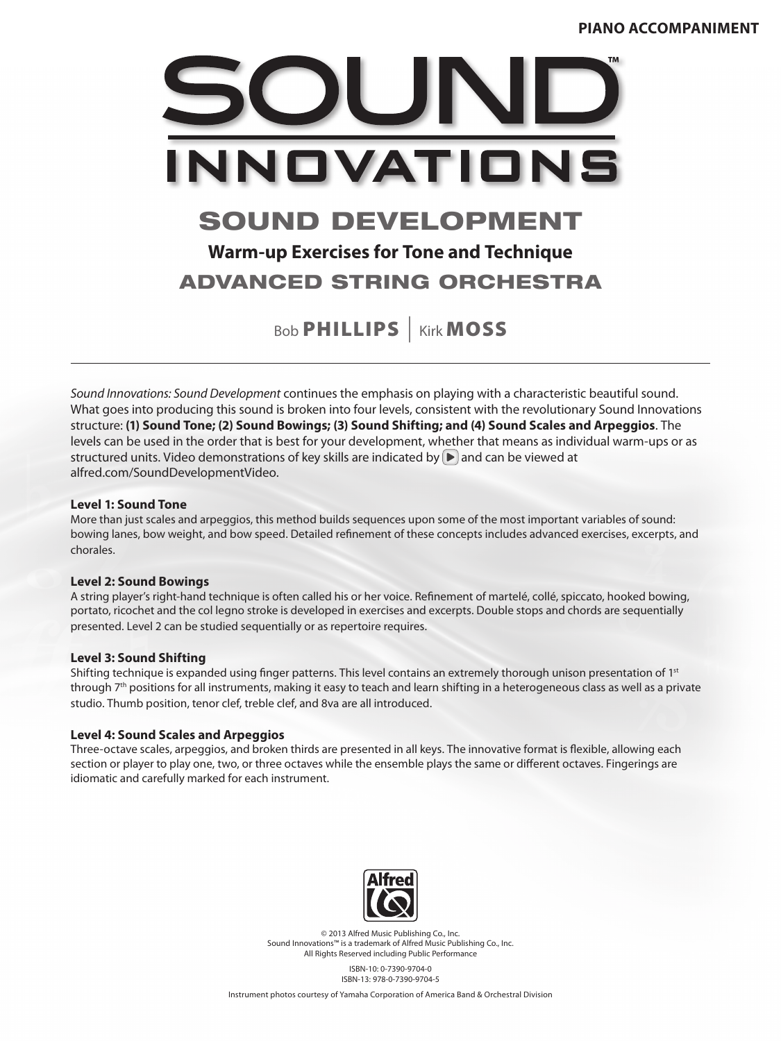**PIANO ACCOMPANIMENT**

# SOUND™ INNOVATIONS

## SOUND DEVELOPMENT

### Warm-up Exercises for Tone and Technique

## ADVANCED STRING ORCHESTRA

Bob **PHILLIPS** | Kirk **MOSS**

---

*Sound Innovations: Sound Development* continues the emphasis on playing with a characteristic beautiful sound. What goes into producing this sound is broken into four levels, consistent with the revolutionary Sound Innovations structure: **(1) Sound Tone; (2) Sound Bowings; (3) Sound Shifting; and (4) Sound Scales and Arpeggios**. The levels can be used in the order that is best for your development, whether that means as individual warm-ups or as structured units. Video demonstrations of key skills are indicated by ▶ and can be viewed at alfred.com/SoundDevelopmentVideo.

**Level 1: Sound Tone**
More than just scales and arpeggios, this method builds sequences upon some of the most important variables of sound: bowing lanes, bow weight, and bow speed. Detailed refinement of these concepts includes advanced exercises, excerpts, and chorales.

**Level 2: Sound Bowings**
A string player's right-hand technique is often called his or her voice. Refinement of martelé, collé, spiccato, hooked bowing, portato, ricochet and the col legno stroke is developed in exercises and excerpts. Double stops and chords are sequentially presented. Level 2 can be studied sequentially or as repertoire requires.

**Level 3: Sound Shifting**
Shifting technique is expanded using finger patterns. This level contains an extremely thorough unison presentation of 1st through 7th positions for all instruments, making it easy to teach and learn shifting in a heterogeneous class as well as a private studio. Thumb position, tenor clef, treble clef, and 8va are all introduced.

**Level 4: Sound Scales and Arpeggios**
Three-octave scales, arpeggios, and broken thirds are presented in all keys. The innovative format is flexible, allowing each section or player to play one, two, or three octaves while the ensemble plays the same or different octaves. Fingerings are idiomatic and carefully marked for each instrument.

Alfred

© 2013 Alfred Music Publishing Co., Inc.
Sound Innovations™ is a trademark of Alfred Music Publishing Co., Inc.
All Rights Reserved including Public Performance

ISBN-10: 0-7390-9704-0
ISBN-13: 978-0-7390-9704-5

Instrument photos courtesy of Yamaha Corporation of America Band & Orchestral Division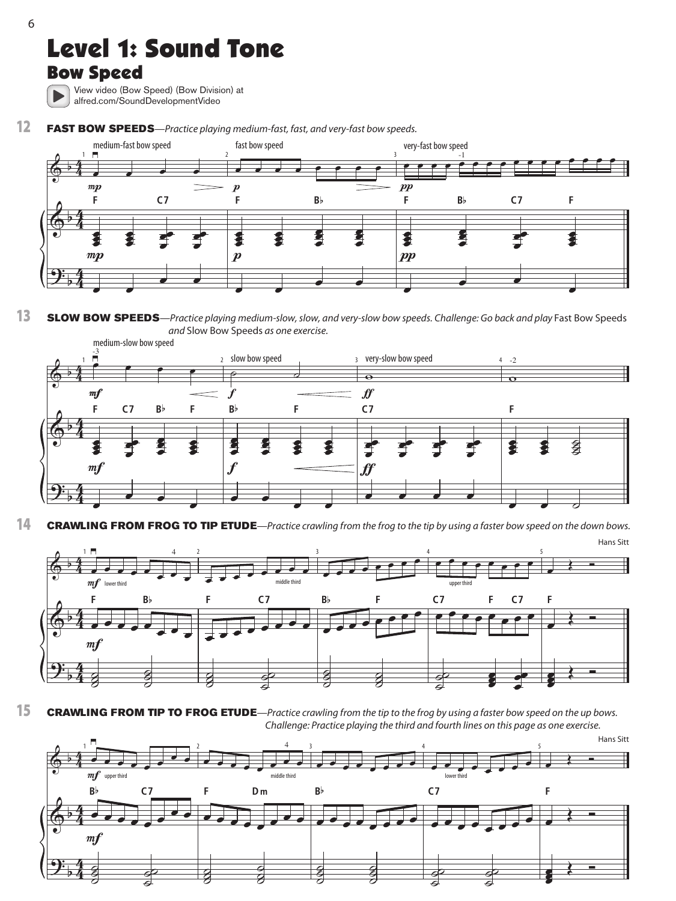# Level 1: Sound Tone

## Bow Speed

View video (Bow Speed) (Bow Division) at alfred.com/SoundDevelopmentVideo

**12** **FAST BOW SPEEDS**—*Practice playing medium-fast, fast, and very-fast bow speeds.*

**13** **SLOW BOW SPEEDS**—*Practice playing medium-slow, slow, and very-slow bow speeds. Challenge: Go back and play* Fast Bow Speeds *and* Slow Bow Speeds *as one exercise.*

**14** **CRAWLING FROM FROG TO TIP ETUDE**—*Practice crawling from the frog to the tip by using a faster bow speed on the down bows.*

Hans Sitt

**15** **CRAWLING FROM TIP TO FROG ETUDE**—*Practice crawling from the tip to the frog by using a faster bow speed on the up bows. Challenge: Practice playing the third and fourth lines on this page as one exercise.*

Hans Sitt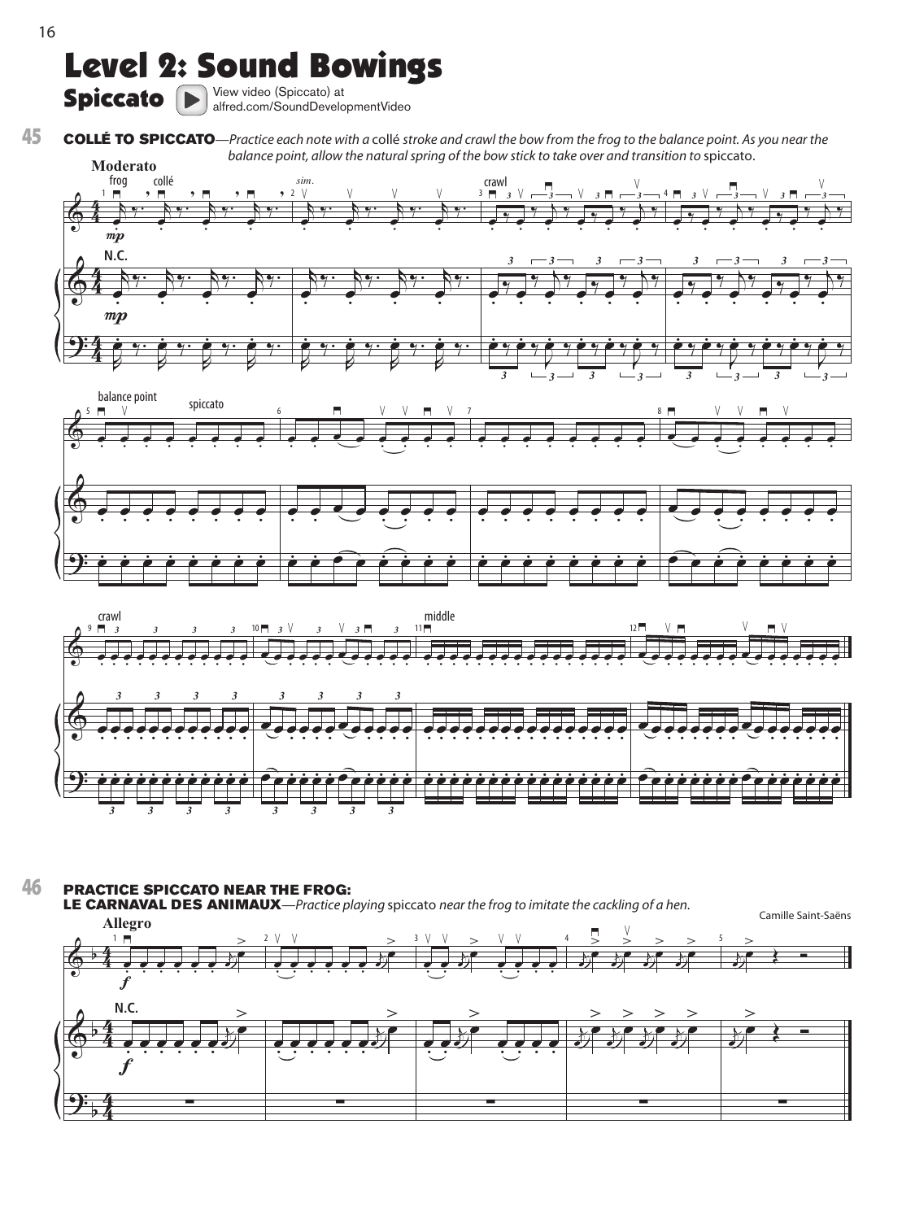# Level 2: Sound Bowings

## Spiccato

View video (Spiccato) at alfred.com/SoundDevelopmentVideo

**45** **COLLÉ TO SPICCATO**—*Practice each note with a* collé *stroke and crawl the bow from the frog to the balance point. As you near the balance point, allow the natural spring of the bow stick to take over and transition to* spiccato.

**46** **PRACTICE SPICCATO NEAR THE FROG: LE CARNAVAL DES ANIMAUX**—*Practice playing* spiccato *near the frog to imitate the cackling of a hen.*

Camille Saint-Saëns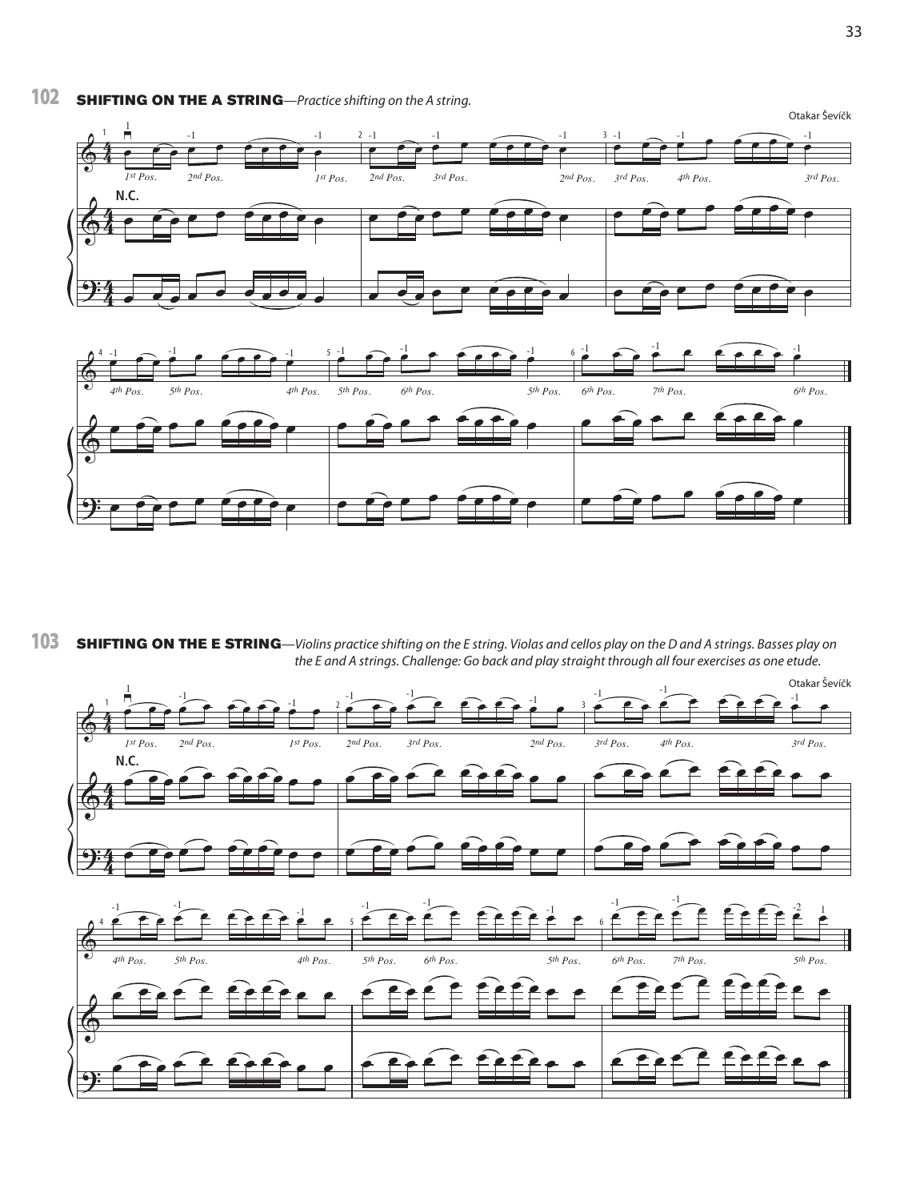**102** **SHIFTING ON THE A STRING**—*Practice shifting on the A string.*

Otakar Ševčík

**103** **SHIFTING ON THE E STRING**—*Violins practice shifting on the E string. Violas and cellos play on the D and A strings. Basses play on the E and A strings. Challenge: Go back and play straight through all four exercises as one etude.*

Otakar Ševčík